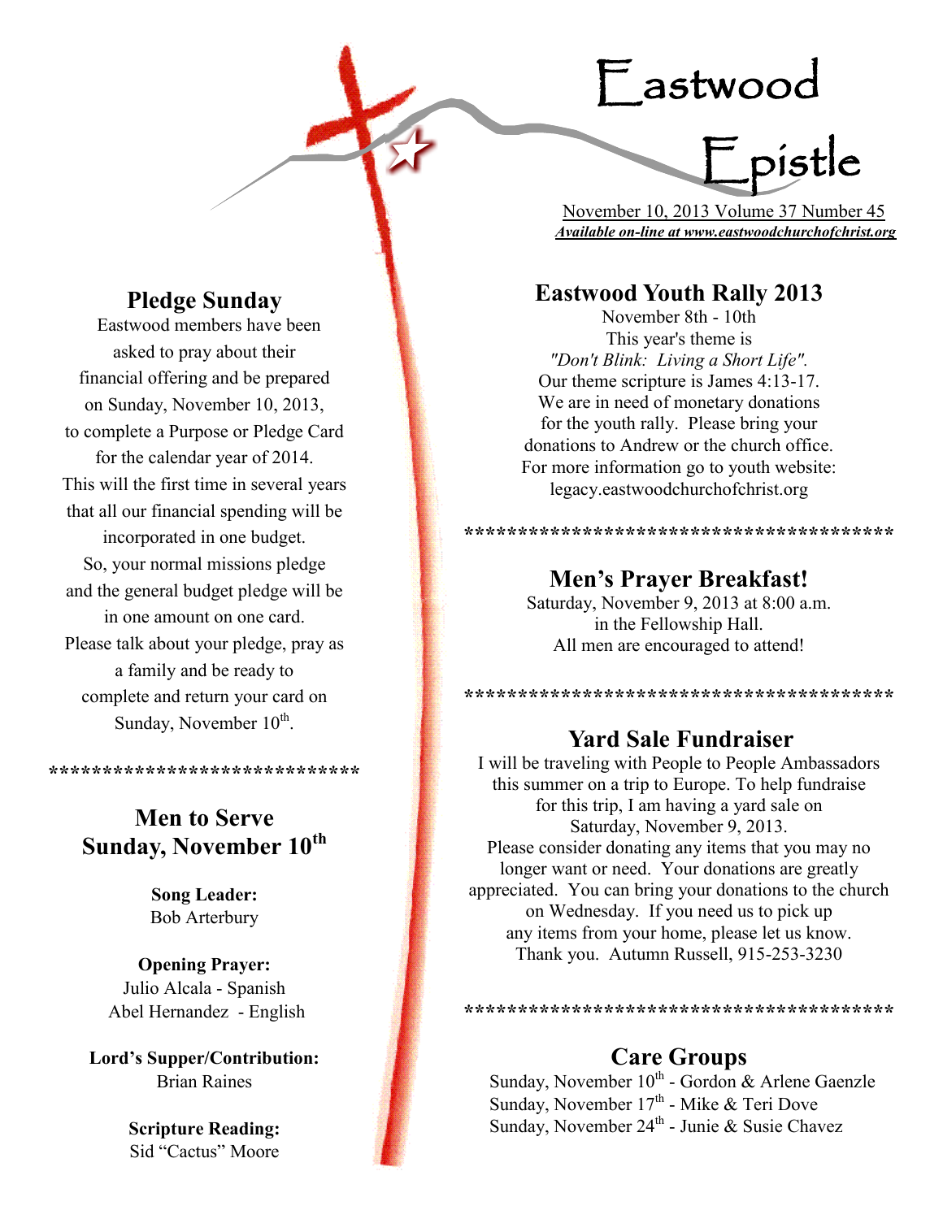# Eastwood Epistle

November 10, 2013 Volume 37 Number 45

***Available on-line at www.eastwoodchurchofchrist.org***

## Pledge Sunday

Eastwood members have been asked to pray about their financial offering and be prepared on Sunday, November 10, 2013, to complete a Purpose or Pledge Card for the calendar year of 2014. This will the first time in several years that all our financial spending will be incorporated in one budget. So, your normal missions pledge and the general budget pledge will be in one amount on one card. Please talk about your pledge, pray as a family and be ready to complete and return your card on Sunday, November 10th.

*****************************

## Men to Serve Sunday, November 10th

**Song Leader:**
Bob Arterbury

**Opening Prayer:**
Julio Alcala - Spanish
Abel Hernandez - English

**Lord's Supper/Contribution:**
Brian Raines

**Scripture Reading:**
Sid "Cactus" Moore

## Eastwood Youth Rally 2013

November 8th - 10th
This year's theme is
*"Don't Blink: Living a Short Life".*
Our theme scripture is James 4:13-17.
We are in need of monetary donations for the youth rally. Please bring your donations to Andrew or the church office.
For more information go to youth website:
legacy.eastwoodchurchofchrist.org

****************************************

## Men's Prayer Breakfast!

Saturday, November 9, 2013 at 8:00 a.m.
in the Fellowship Hall.
All men are encouraged to attend!

****************************************

## Yard Sale Fundraiser

I will be traveling with People to People Ambassadors this summer on a trip to Europe. To help fundraise for this trip, I am having a yard sale on Saturday, November 9, 2013.
Please consider donating any items that you may no longer want or need. Your donations are greatly appreciated. You can bring your donations to the church on Wednesday. If you need us to pick up any items from your home, please let us know.
Thank you. Autumn Russell, 915-253-3230

****************************************

## Care Groups

Sunday, November 10th - Gordon & Arlene Gaenzle
Sunday, November 17th - Mike & Teri Dove
Sunday, November 24th - Junie & Susie Chavez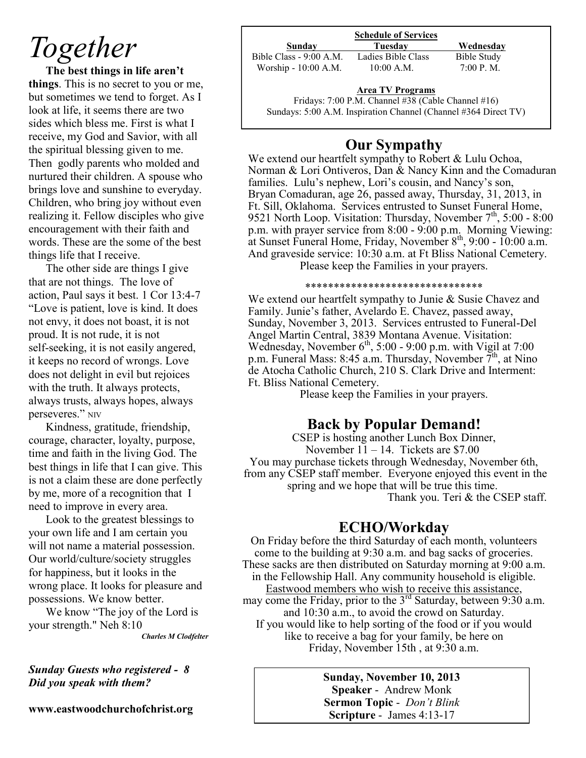# *Together*

**The best things in life aren't things**. This is no secret to you or me, but sometimes we tend to forget. As I look at life, it seems there are two sides which bless me. First is what I receive, my God and Savior, with all the spiritual blessing given to me. Then godly parents who molded and nurtured their children. A spouse who brings love and sunshine to everyday. Children, who bring joy without even realizing it. Fellow disciples who give encouragement with their faith and words. These are the some of the best things life that I receive.

The other side are things I give that are not things. The love of action, Paul says it best. 1 Cor 13:4-7 "Love is patient, love is kind. It does not envy, it does not boast, it is not proud. It is not rude, it is not self-seeking, it is not easily angered, it keeps no record of wrongs. Love does not delight in evil but rejoices with the truth. It always protects, always trusts, always hopes, always perseveres." NIV

Kindness, gratitude, friendship, courage, character, loyalty, purpose, time and faith in the living God. The best things in life that I can give. This is not a claim these are done perfectly by me, more of a recognition that I need to improve in every area.

Look to the greatest blessings to your own life and I am certain you will not name a material possession. Our world/culture/society struggles for happiness, but it looks in the wrong place. It looks for pleasure and possessions. We know better.

We know "The joy of the Lord is your strength." Neh 8:10

***Charles M Clodfelter***

***Sunday Guests who registered - 8***
***Did you speak with them?***

**www.eastwoodchurchofchrist.org**

**Schedule of Services**

| **Sunday** | **Tuesday** | **Wednesday** |
|---|---|---|
| Bible Class - 9:00 A.M. | Ladies Bible Class | Bible Study |
| Worship - 10:00 A.M. | 10:00 A.M. | 7:00 P. M. |

**Area TV Programs**

Fridays: 7:00 P.M. Channel #38 (Cable Channel #16)
Sundays: 5:00 A.M. Inspiration Channel (Channel #364 Direct TV)

## Our Sympathy

We extend our heartfelt sympathy to Robert & Lulu Ochoa, Norman & Lori Ontiveros, Dan & Nancy Kinn and the Comaduran families. Lulu's nephew, Lori's cousin, and Nancy's son, Bryan Comaduran, age 26, passed away, Thursday, 31, 2013, in Ft. Sill, Oklahoma. Services entrusted to Sunset Funeral Home, 9521 North Loop. Visitation: Thursday, November 7th, 5:00 - 8:00 p.m. with prayer service from 8:00 - 9:00 p.m. Morning Viewing: at Sunset Funeral Home, Friday, November 8th, 9:00 - 10:00 a.m. And graveside service: 10:30 a.m. at Ft Bliss National Cemetery.

Please keep the Families in your prayers.

*******************************

We extend our heartfelt sympathy to Junie & Susie Chavez and Family. Junie's father, Avelardo E. Chavez, passed away, Sunday, November 3, 2013. Services entrusted to Funeral-Del Angel Martin Central, 3839 Montana Avenue. Visitation: Wednesday, November 6th, 5:00 - 9:00 p.m. with Vigil at 7:00 p.m. Funeral Mass: 8:45 a.m. Thursday, November 7th, at Nino de Atocha Catholic Church, 210 S. Clark Drive and Interment: Ft. Bliss National Cemetery.

Please keep the Families in your prayers.

## Back by Popular Demand!

CSEP is hosting another Lunch Box Dinner, November 11 – 14. Tickets are $7.00
You may purchase tickets through Wednesday, November 6th, from any CSEP staff member. Everyone enjoyed this event in the spring and we hope that will be true this time.

Thank you. Teri & the CSEP staff.

## ECHO/Workday

On Friday before the third Saturday of each month, volunteers come to the building at 9:30 a.m. and bag sacks of groceries. These sacks are then distributed on Saturday morning at 9:00 a.m. in the Fellowship Hall. Any community household is eligible. Eastwood members who wish to receive this assistance, may come the Friday, prior to the 3rd Saturday, between 9:30 a.m. and 10:30 a.m., to avoid the crowd on Saturday. If you would like to help sorting of the food or if you would like to receive a bag for your family, be here on Friday, November 15th , at 9:30 a.m.

**Sunday, November 10, 2013**
**Speaker** - Andrew Monk
**Sermon Topic** - *Don't Blink*
**Scripture** - James 4:13-17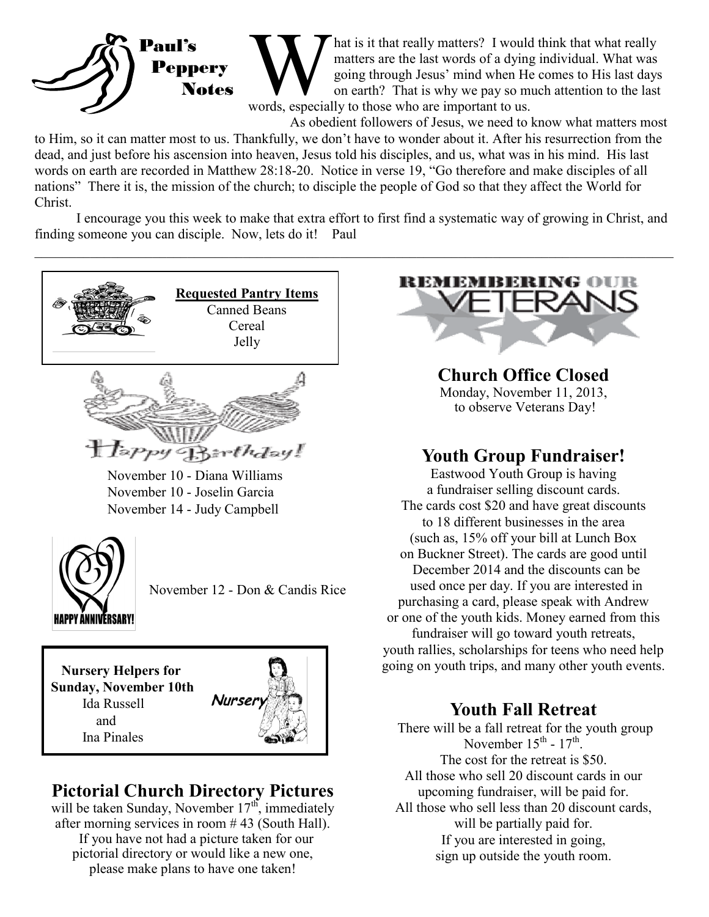## Paul's Peppery Notes

What is it that really matters? I would think that what really matters are the last words of a dying individual. What was going through Jesus' mind when He comes to His last days on earth? That is why we pay so much attention to the last words, especially to those who are important to us.

As obedient followers of Jesus, we need to know what matters most to Him, so it can matter most to us. Thankfully, we don't have to wonder about it. After his resurrection from the dead, and just before his ascension into heaven, Jesus told his disciples, and us, what was in his mind. His last words on earth are recorded in Matthew 28:18-20. Notice in verse 19, "Go therefore and make disciples of all nations" There it is, the mission of the church; to disciple the people of God so that they affect the World for Christ.

I encourage you this week to make that extra effort to first find a systematic way of growing in Christ, and finding someone you can disciple. Now, lets do it! Paul

---

**Requested Pantry Items**
Canned Beans
Cereal
Jelly

### Happy Birthday!

November 10 - Diana Williams
November 10 - Joselin Garcia
November 14 - Judy Campbell

### HAPPY ANNIVERSARY!

November 12 - Don & Candis Rice

**Nursery Helpers for Sunday, November 10th**
Ida Russell
and
Ina Pinales

Nursery

## Pictorial Church Directory Pictures

will be taken Sunday, November 17th, immediately after morning services in room # 43 (South Hall). If you have not had a picture taken for our pictorial directory or would like a new one, please make plans to have one taken!

### REMEMBERING OUR VETERANS

## Church Office Closed

Monday, November 11, 2013, to observe Veterans Day!

## Youth Group Fundraiser!

Eastwood Youth Group is having a fundraiser selling discount cards. The cards cost $20 and have great discounts to 18 different businesses in the area (such as, 15% off your bill at Lunch Box on Buckner Street). The cards are good until December 2014 and the discounts can be used once per day. If you are interested in purchasing a card, please speak with Andrew or one of the youth kids. Money earned from this fundraiser will go toward youth retreats, youth rallies, scholarships for teens who need help going on youth trips, and many other youth events.

## Youth Fall Retreat

There will be a fall retreat for the youth group November 15th - 17th.
The cost for the retreat is $50.
All those who sell 20 discount cards in our upcoming fundraiser, will be paid for.
All those who sell less than 20 discount cards, will be partially paid for.
If you are interested in going, sign up outside the youth room.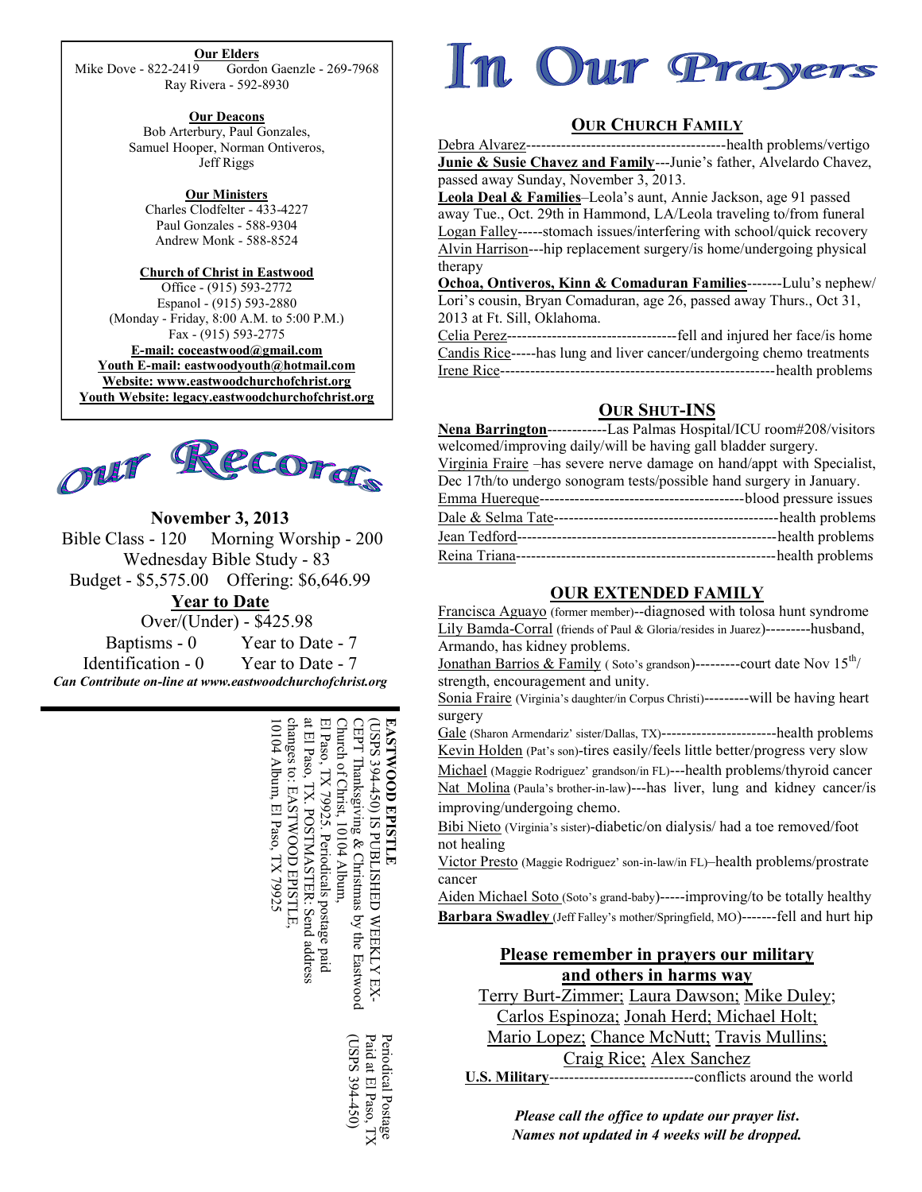**Our Elders**

Mike Dove - 822-2419 Gordon Gaenzle - 269-7968
Ray Rivera - 592-8930

**Our Deacons**

Bob Arterbury, Paul Gonzales, Samuel Hooper, Norman Ontiveros, Jeff Riggs

**Our Ministers**

Charles Clodfelter - 433-4227
Paul Gonzales - 588-9304
Andrew Monk - 588-8524

**Church of Christ in Eastwood**

Office - (915) 593-2772
Espanol - (915) 593-2880
(Monday - Friday, 8:00 A.M. to 5:00 P.M.)
Fax - (915) 593-2775

**E-mail: coceastwood@gmail.com**
**Youth E-mail: eastwoodyouth@hotmail.com**
**Website: www.eastwoodchurchofchrist.org**
**Youth Website: legacy.eastwoodchurchofchrist.org**

# Our Records

**November 3, 2013**

Bible Class - 120 Morning Worship - 200
Wednesday Bible Study - 83
Budget - $5,575.00 Offering: $6,646.99

**Year to Date**

Over/(Under) - $425.98
Baptisms - 0 Year to Date - 7
Identification - 0 Year to Date - 7

***Can Contribute on-line at www.eastwoodchurchofchrist.org***

**EASTWOOD EPISTLE** (USPS 394-450) IS PUBLISHED WEEKLY EXCEPT Thanksgiving & Christmas by the Eastwood Church of Christ, 10104 Album, El Paso, TX 79925. Periodicals postage paid at El Paso, TX. POSTMASTER: Send address changes to: EASTWOOD EPISTLE, 10104 Album, El Paso, TX 79925

Periodical Postage
Paid at El Paso, TX
(USPS 394-450)

# In Our Prayers

## Our Church Family

Debra Alvarez----------------------------------------health problems/vertigo
**Junie & Susie Chavez and Family**---Junie's father, Alvelardo Chavez, passed away Sunday, November 3, 2013.
**Leola Deal & Families**–Leola's aunt, Annie Jackson, age 91 passed away Tue., Oct. 29th in Hammond, LA/Leola traveling to/from funeral
Logan Falley-----stomach issues/interfering with school/quick recovery
Alvin Harrison---hip replacement surgery/is home/undergoing physical therapy
**Ochoa, Ontiveros, Kinn & Comaduran Families**-------Lulu's nephew/ Lori's cousin, Bryan Comaduran, age 26, passed away Thurs., Oct 31, 2013 at Ft. Sill, Oklahoma.
Celia Perez----------------------------------fell and injured her face/is home
Candis Rice-----has lung and liver cancer/undergoing chemo treatments
Irene Rice-------------------------------------------------------health problems

## Our Shut-Ins

**Nena Barrington**------------Las Palmas Hospital/ICU room#208/visitors welcomed/improving daily/will be having gall bladder surgery.
Virginia Fraire –has severe nerve damage on hand/appt with Specialist, Dec 17th/to undergo sonogram tests/possible hand surgery in January.
Emma Huereque-----------------------------------------blood pressure issues
Dale & Selma Tate---------------------------------------------health problems
Jean Tedford----------------------------------------------------health problems
Reina Triana----------------------------------------------------health problems

## OUR EXTENDED FAMILY

Francisca Aguayo (former member)--diagnosed with tolosa hunt syndrome
Lily Bamda-Corral (friends of Paul & Gloria/resides in Juarez)---------husband, Armando, has kidney problems.
Jonathan Barrios & Family ( Soto's grandson)---------court date Nov 15th/ strength, encouragement and unity.
Sonia Fraire (Virginia's daughter/in Corpus Christi)---------will be having heart surgery
Gale (Sharon Armendariz' sister/Dallas, TX)-----------------------health problems
Kevin Holden (Pat's son)-tires easily/feels little better/progress very slow
Michael (Maggie Rodriguez' grandson/in FL)---health problems/thyroid cancer
Nat Molina (Paula's brother-in-law)---has liver, lung and kidney cancer/is improving/undergoing chemo.
Bibi Nieto (Virginia's sister)-diabetic/on dialysis/ had a toe removed/foot not healing
Victor Presto (Maggie Rodriguez' son-in-law/in FL)–health problems/prostrate cancer
Aiden Michael Soto (Soto's grand-baby)-----improving/to be totally healthy
**Barbara Swadley** (Jeff Falley's mother/Springfield, MO)-------fell and hurt hip

**Please remember in prayers our military and others in harms way**

Terry Burt-Zimmer; Laura Dawson; Mike Duley; Carlos Espinoza; Jonah Herd; Michael Holt; Mario Lopez; Chance McNutt; Travis Mullins; Craig Rice; Alex Sanchez
**U.S. Military**----------------------------conflicts around the world

***Please call the office to update our prayer list. Names not updated in 4 weeks will be dropped.***